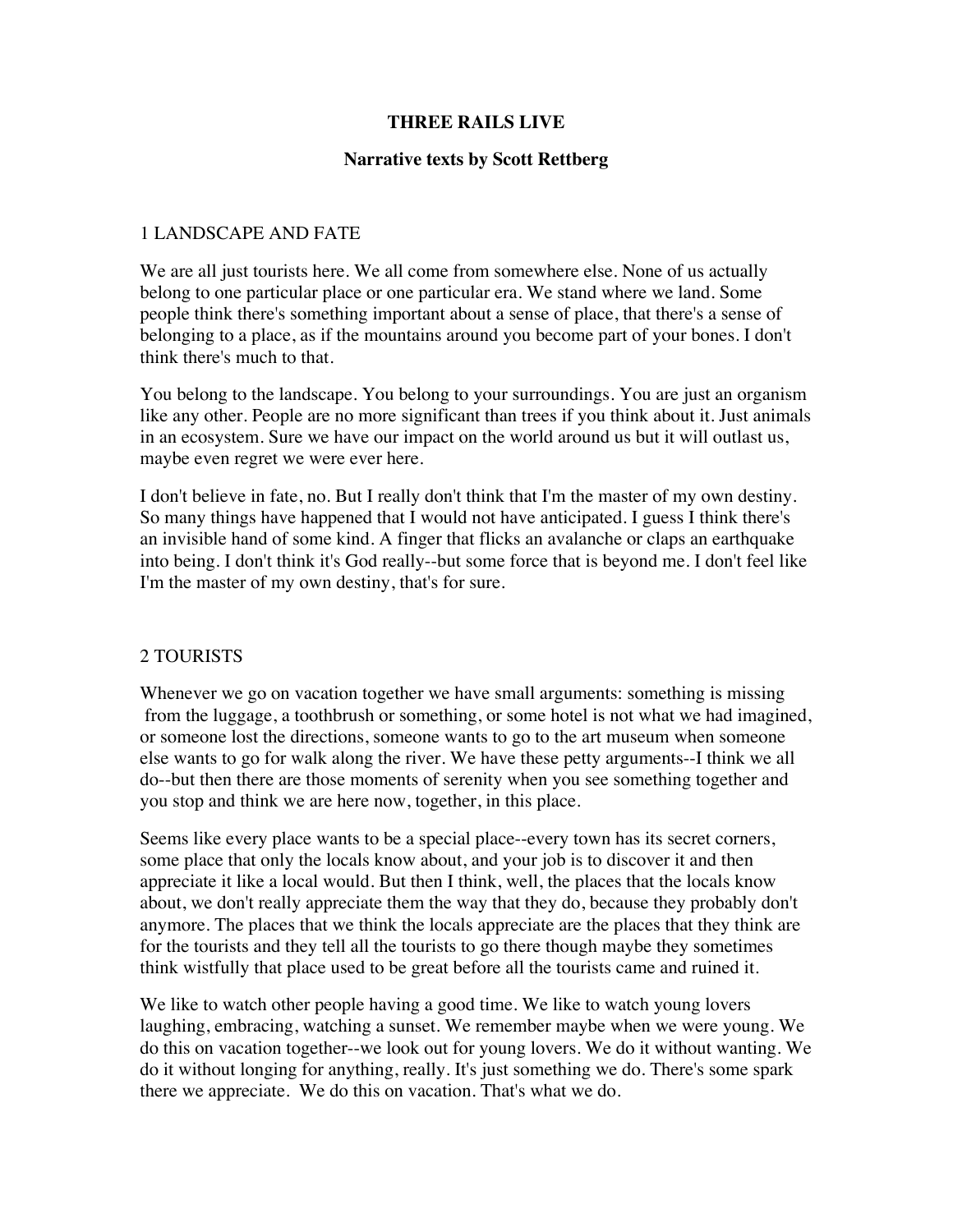# THREE RAILS LIVE

## Narrative texts by Scott Rettberg

### 1 LANDSCAPE AND FATE

We are all just tourists here. We all come from somewhere else. None of us actually belong to one particular place or one particular era. We stand where we land. Some people think there's something important about a sense of place, that there's a sense of belonging to a place, as if the mountains around you become part of your bones. I don't think there's much to that.

You belong to the landscape. You belong to your surroundings. You are just an organism like any other. People are no more significant than trees if you think about it. Just animals in an ecosystem. Sure we have our impact on the world around us but it will outlast us, maybe even regret we were ever here.

I don't believe in fate, no. But I really don't think that I'm the master of my own destiny. So many things have happened that I would not have anticipated. I guess I think there's an invisible hand of some kind. A finger that flicks an avalanche or claps an earthquake into being. I don't think it's God really--but some force that is beyond me. I don't feel like I'm the master of my own destiny, that's for sure.

### 2 TOURISTS

Whenever we go on vacation together we have small arguments: something is missing from the luggage, a toothbrush or something, or some hotel is not what we had imagined, or someone lost the directions, someone wants to go to the art museum when someone else wants to go for walk along the river. We have these petty arguments--I think we all do--but then there are those moments of serenity when you see something together and you stop and think we are here now, together, in this place.

Seems like every place wants to be a special place--every town has its secret corners, some place that only the locals know about, and your job is to discover it and then appreciate it like a local would. But then I think, well, the places that the locals know about, we don't really appreciate them the way that they do, because they probably don't anymore. The places that we think the locals appreciate are the places that they think are for the tourists and they tell all the tourists to go there though maybe they sometimes think wistfully that place used to be great before all the tourists came and ruined it.

We like to watch other people having a good time. We like to watch young lovers laughing, embracing, watching a sunset. We remember maybe when we were young. We do this on vacation together--we look out for young lovers. We do it without wanting. We do it without longing for anything, really. It's just something we do. There's some spark there we appreciate. We do this on vacation. That's what we do.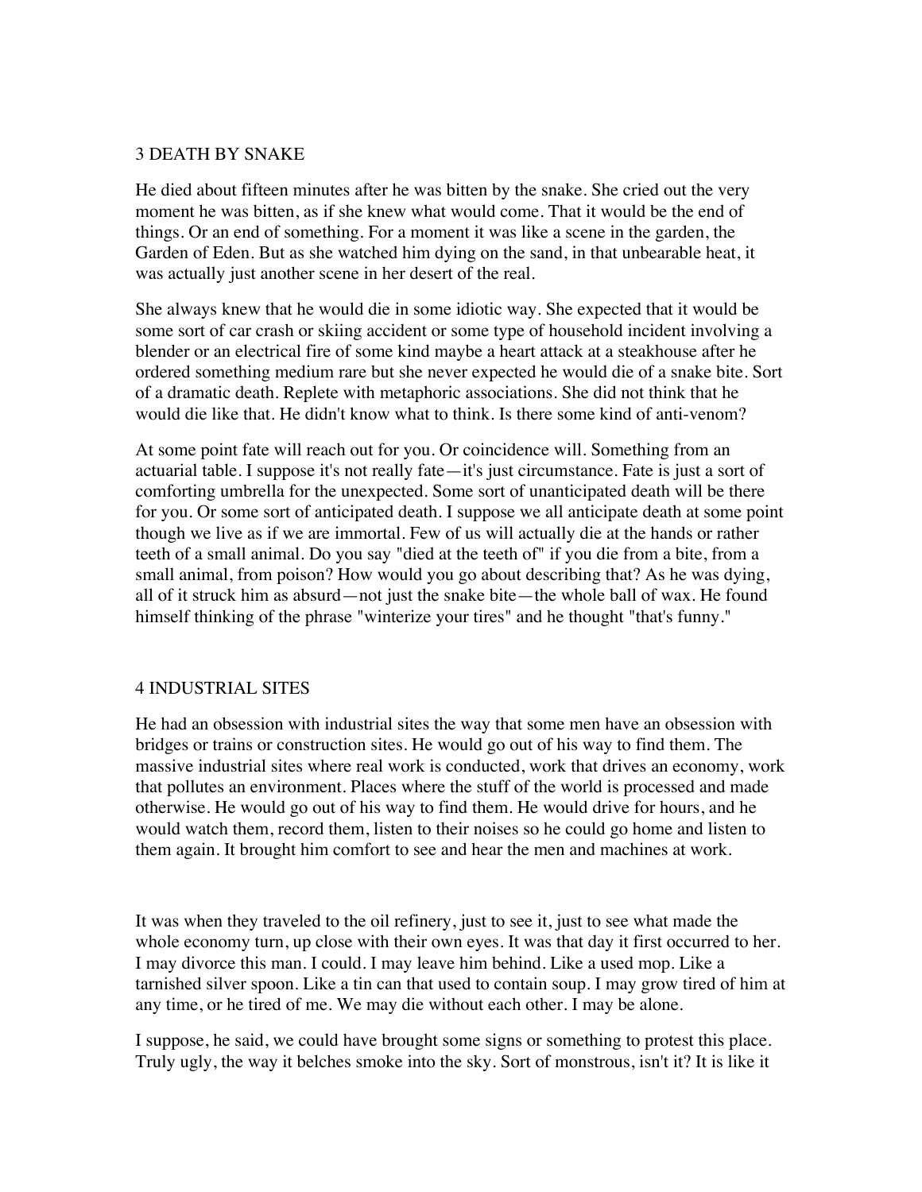## 3 DEATH BY SNAKE

He died about fifteen minutes after he was bitten by the snake. She cried out the very moment he was bitten, as if she knew what would come. That it would be the end of things. Or an end of something. For a moment it was like a scene in the garden, the Garden of Eden. But as she watched him dying on the sand, in that unbearable heat, it was actually just another scene in her desert of the real.

She always knew that he would die in some idiotic way. She expected that it would be some sort of car crash or skiing accident or some type of household incident involving a blender or an electrical fire of some kind maybe a heart attack at a steakhouse after he ordered something medium rare but she never expected he would die of a snake bite. Sort of a dramatic death. Replete with metaphoric associations. She did not think that he would die like that. He didn't know what to think. Is there some kind of anti-venom?

At some point fate will reach out for you. Or coincidence will. Something from an actuarial table. I suppose it's not really fate—it's just circumstance. Fate is just a sort of comforting umbrella for the unexpected. Some sort of unanticipated death will be there for you. Or some sort of anticipated death. I suppose we all anticipate death at some point though we live as if we are immortal. Few of us will actually die at the hands or rather teeth of a small animal. Do you say "died at the teeth of" if you die from a bite, from a small animal, from poison? How would you go about describing that? As he was dying, all of it struck him as absurd—not just the snake bite—the whole ball of wax. He found himself thinking of the phrase "winterize your tires" and he thought "that's funny."

## 4 INDUSTRIAL SITES

He had an obsession with industrial sites the way that some men have an obsession with bridges or trains or construction sites. He would go out of his way to find them. The massive industrial sites where real work is conducted, work that drives an economy, work that pollutes an environment. Places where the stuff of the world is processed and made otherwise. He would go out of his way to find them. He would drive for hours, and he would watch them, record them, listen to their noises so he could go home and listen to them again. It brought him comfort to see and hear the men and machines at work.

It was when they traveled to the oil refinery, just to see it, just to see what made the whole economy turn, up close with their own eyes. It was that day it first occurred to her. I may divorce this man. I could. I may leave him behind. Like a used mop. Like a tarnished silver spoon. Like a tin can that used to contain soup. I may grow tired of him at any time, or he tired of me. We may die without each other. I may be alone.

I suppose, he said, we could have brought some signs or something to protest this place. Truly ugly, the way it belches smoke into the sky. Sort of monstrous, isn't it? It is like it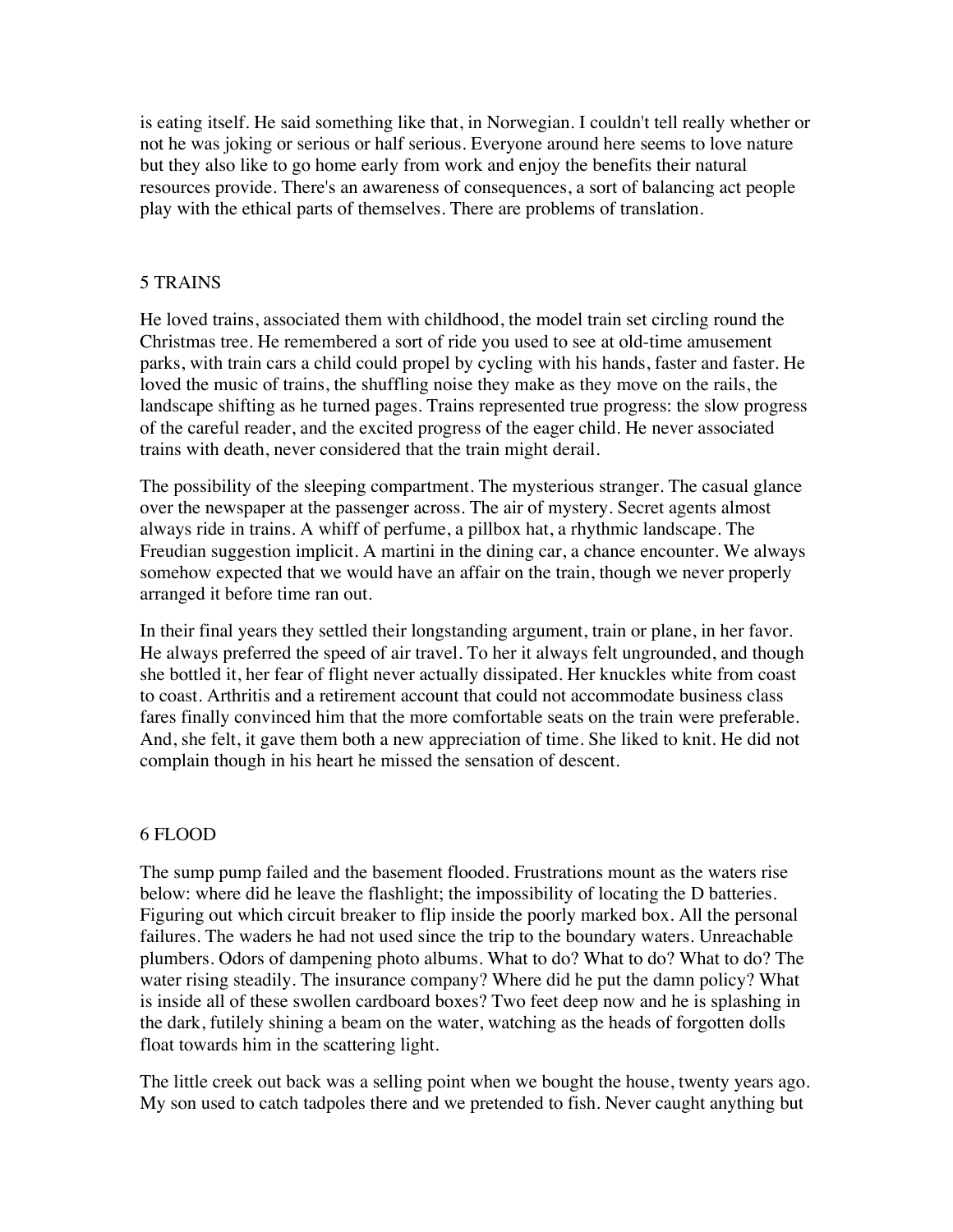is eating itself. He said something like that, in Norwegian. I couldn't tell really whether or not he was joking or serious or half serious. Everyone around here seems to love nature but they also like to go home early from work and enjoy the benefits their natural resources provide. There's an awareness of consequences, a sort of balancing act people play with the ethical parts of themselves. There are problems of translation.

## 5 TRAINS

He loved trains, associated them with childhood, the model train set circling round the Christmas tree. He remembered a sort of ride you used to see at old-time amusement parks, with train cars a child could propel by cycling with his hands, faster and faster. He loved the music of trains, the shuffling noise they make as they move on the rails, the landscape shifting as he turned pages. Trains represented true progress: the slow progress of the careful reader, and the excited progress of the eager child. He never associated trains with death, never considered that the train might derail.

The possibility of the sleeping compartment. The mysterious stranger. The casual glance over the newspaper at the passenger across. The air of mystery. Secret agents almost always ride in trains. A whiff of perfume, a pillbox hat, a rhythmic landscape. The Freudian suggestion implicit. A martini in the dining car, a chance encounter. We always somehow expected that we would have an affair on the train, though we never properly arranged it before time ran out.

In their final years they settled their longstanding argument, train or plane, in her favor. He always preferred the speed of air travel. To her it always felt ungrounded, and though she bottled it, her fear of flight never actually dissipated. Her knuckles white from coast to coast. Arthritis and a retirement account that could not accommodate business class fares finally convinced him that the more comfortable seats on the train were preferable. And, she felt, it gave them both a new appreciation of time. She liked to knit. He did not complain though in his heart he missed the sensation of descent.

## 6 FLOOD

The sump pump failed and the basement flooded. Frustrations mount as the waters rise below: where did he leave the flashlight; the impossibility of locating the D batteries. Figuring out which circuit breaker to flip inside the poorly marked box. All the personal failures. The waders he had not used since the trip to the boundary waters. Unreachable plumbers. Odors of dampening photo albums. What to do? What to do? What to do? The water rising steadily. The insurance company? Where did he put the damn policy? What is inside all of these swollen cardboard boxes? Two feet deep now and he is splashing in the dark, futilely shining a beam on the water, watching as the heads of forgotten dolls float towards him in the scattering light.

The little creek out back was a selling point when we bought the house, twenty years ago. My son used to catch tadpoles there and we pretended to fish. Never caught anything but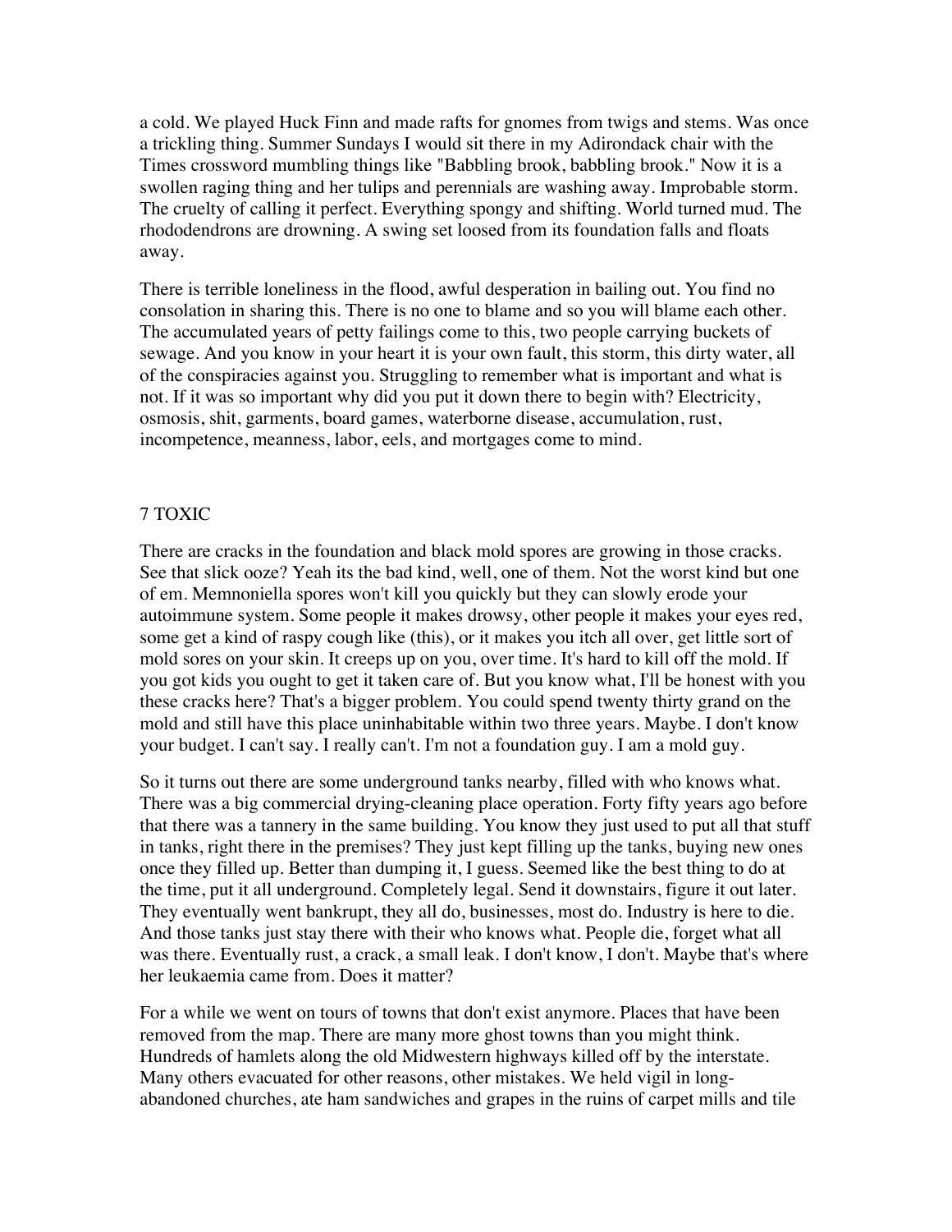a cold. We played Huck Finn and made rafts for gnomes from twigs and stems. Was once a trickling thing. Summer Sundays I would sit there in my Adirondack chair with the Times crossword mumbling things like "Babbling brook, babbling brook." Now it is a swollen raging thing and her tulips and perennials are washing away. Improbable storm. The cruelty of calling it perfect. Everything spongy and shifting. World turned mud. The rhododendrons are drowning. A swing set loosed from its foundation falls and floats away.

There is terrible loneliness in the flood, awful desperation in bailing out. You find no consolation in sharing this. There is no one to blame and so you will blame each other. The accumulated years of petty failings come to this, two people carrying buckets of sewage. And you know in your heart it is your own fault, this storm, this dirty water, all of the conspiracies against you. Struggling to remember what is important and what is not. If it was so important why did you put it down there to begin with? Electricity, osmosis, shit, garments, board games, waterborne disease, accumulation, rust, incompetence, meanness, labor, eels, and mortgages come to mind.

## 7 TOXIC

There are cracks in the foundation and black mold spores are growing in those cracks. See that slick ooze? Yeah its the bad kind, well, one of them. Not the worst kind but one of em. Memnoniella spores won't kill you quickly but they can slowly erode your autoimmune system. Some people it makes drowsy, other people it makes your eyes red, some get a kind of raspy cough like (this), or it makes you itch all over, get little sort of mold sores on your skin. It creeps up on you, over time. It's hard to kill off the mold. If you got kids you ought to get it taken care of. But you know what, I'll be honest with you these cracks here? That's a bigger problem. You could spend twenty thirty grand on the mold and still have this place uninhabitable within two three years. Maybe. I don't know your budget. I can't say. I really can't. I'm not a foundation guy. I am a mold guy.

So it turns out there are some underground tanks nearby, filled with who knows what. There was a big commercial drying-cleaning place operation. Forty fifty years ago before that there was a tannery in the same building. You know they just used to put all that stuff in tanks, right there in the premises? They just kept filling up the tanks, buying new ones once they filled up. Better than dumping it, I guess. Seemed like the best thing to do at the time, put it all underground. Completely legal. Send it downstairs, figure it out later. They eventually went bankrupt, they all do, businesses, most do. Industry is here to die. And those tanks just stay there with their who knows what. People die, forget what all was there. Eventually rust, a crack, a small leak. I don't know, I don't. Maybe that's where her leukaemia came from. Does it matter?

For a while we went on tours of towns that don't exist anymore. Places that have been removed from the map. There are many more ghost towns than you might think. Hundreds of hamlets along the old Midwestern highways killed off by the interstate. Many others evacuated for other reasons, other mistakes. We held vigil in long-abandoned churches, ate ham sandwiches and grapes in the ruins of carpet mills and tile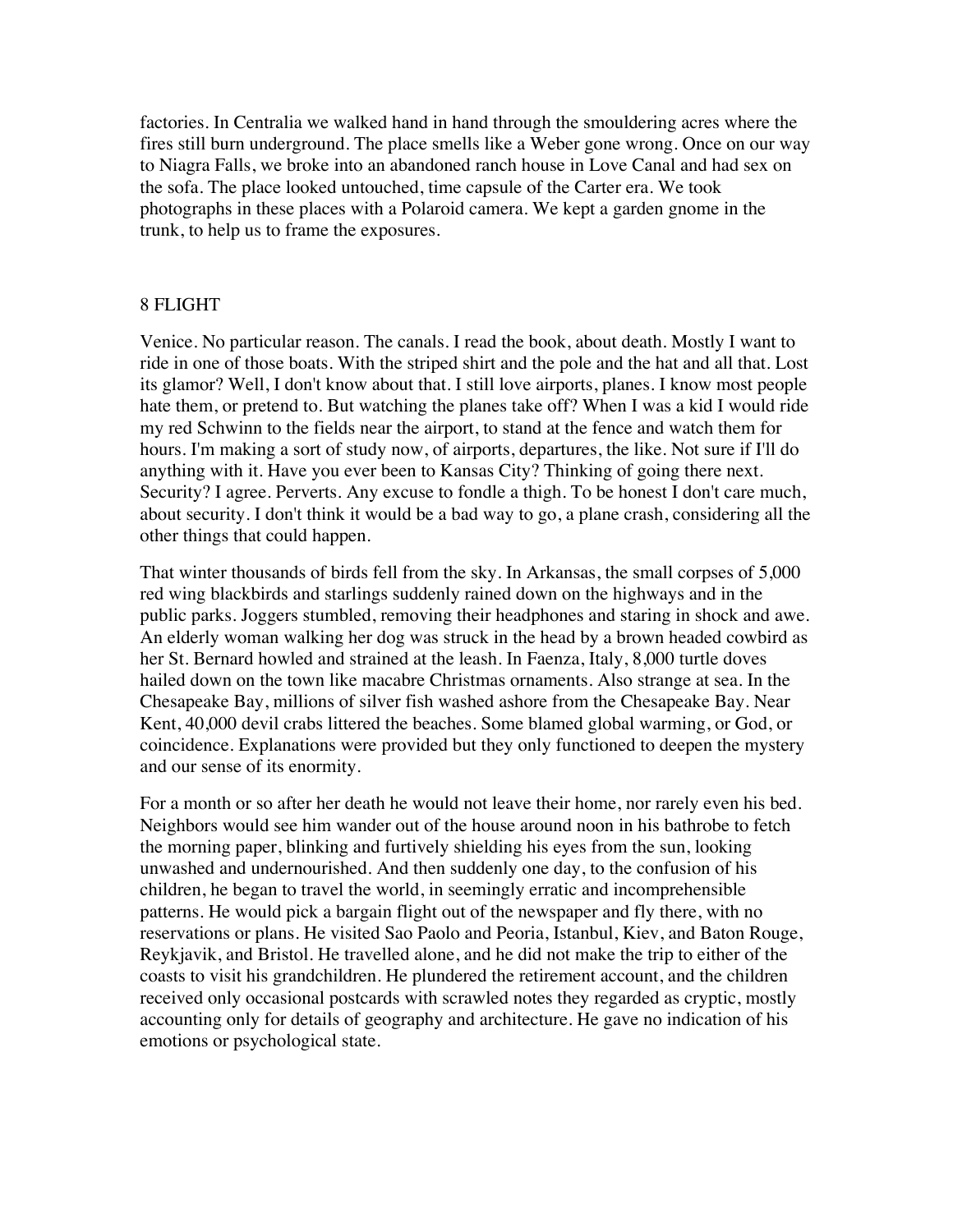factories. In Centralia we walked hand in hand through the smouldering acres where the fires still burn underground. The place smells like a Weber gone wrong. Once on our way to Niagra Falls, we broke into an abandoned ranch house in Love Canal and had sex on the sofa. The place looked untouched, time capsule of the Carter era. We took photographs in these places with a Polaroid camera. We kept a garden gnome in the trunk, to help us to frame the exposures.

## 8 FLIGHT

Venice. No particular reason. The canals. I read the book, about death. Mostly I want to ride in one of those boats. With the striped shirt and the pole and the hat and all that. Lost its glamor? Well, I don't know about that. I still love airports, planes. I know most people hate them, or pretend to. But watching the planes take off? When I was a kid I would ride my red Schwinn to the fields near the airport, to stand at the fence and watch them for hours. I'm making a sort of study now, of airports, departures, the like. Not sure if I'll do anything with it. Have you ever been to Kansas City? Thinking of going there next. Security? I agree. Perverts. Any excuse to fondle a thigh. To be honest I don't care much, about security. I don't think it would be a bad way to go, a plane crash, considering all the other things that could happen.

That winter thousands of birds fell from the sky. In Arkansas, the small corpses of 5,000 red wing blackbirds and starlings suddenly rained down on the highways and in the public parks. Joggers stumbled, removing their headphones and staring in shock and awe. An elderly woman walking her dog was struck in the head by a brown headed cowbird as her St. Bernard howled and strained at the leash. In Faenza, Italy, 8,000 turtle doves hailed down on the town like macabre Christmas ornaments. Also strange at sea. In the Chesapeake Bay, millions of silver fish washed ashore from the Chesapeake Bay. Near Kent, 40,000 devil crabs littered the beaches. Some blamed global warming, or God, or coincidence. Explanations were provided but they only functioned to deepen the mystery and our sense of its enormity.

For a month or so after her death he would not leave their home, nor rarely even his bed. Neighbors would see him wander out of the house around noon in his bathrobe to fetch the morning paper, blinking and furtively shielding his eyes from the sun, looking unwashed and undernourished. And then suddenly one day, to the confusion of his children, he began to travel the world, in seemingly erratic and incomprehensible patterns. He would pick a bargain flight out of the newspaper and fly there, with no reservations or plans. He visited Sao Paolo and Peoria, Istanbul, Kiev, and Baton Rouge, Reykjavik, and Bristol. He travelled alone, and he did not make the trip to either of the coasts to visit his grandchildren. He plundered the retirement account, and the children received only occasional postcards with scrawled notes they regarded as cryptic, mostly accounting only for details of geography and architecture. He gave no indication of his emotions or psychological state.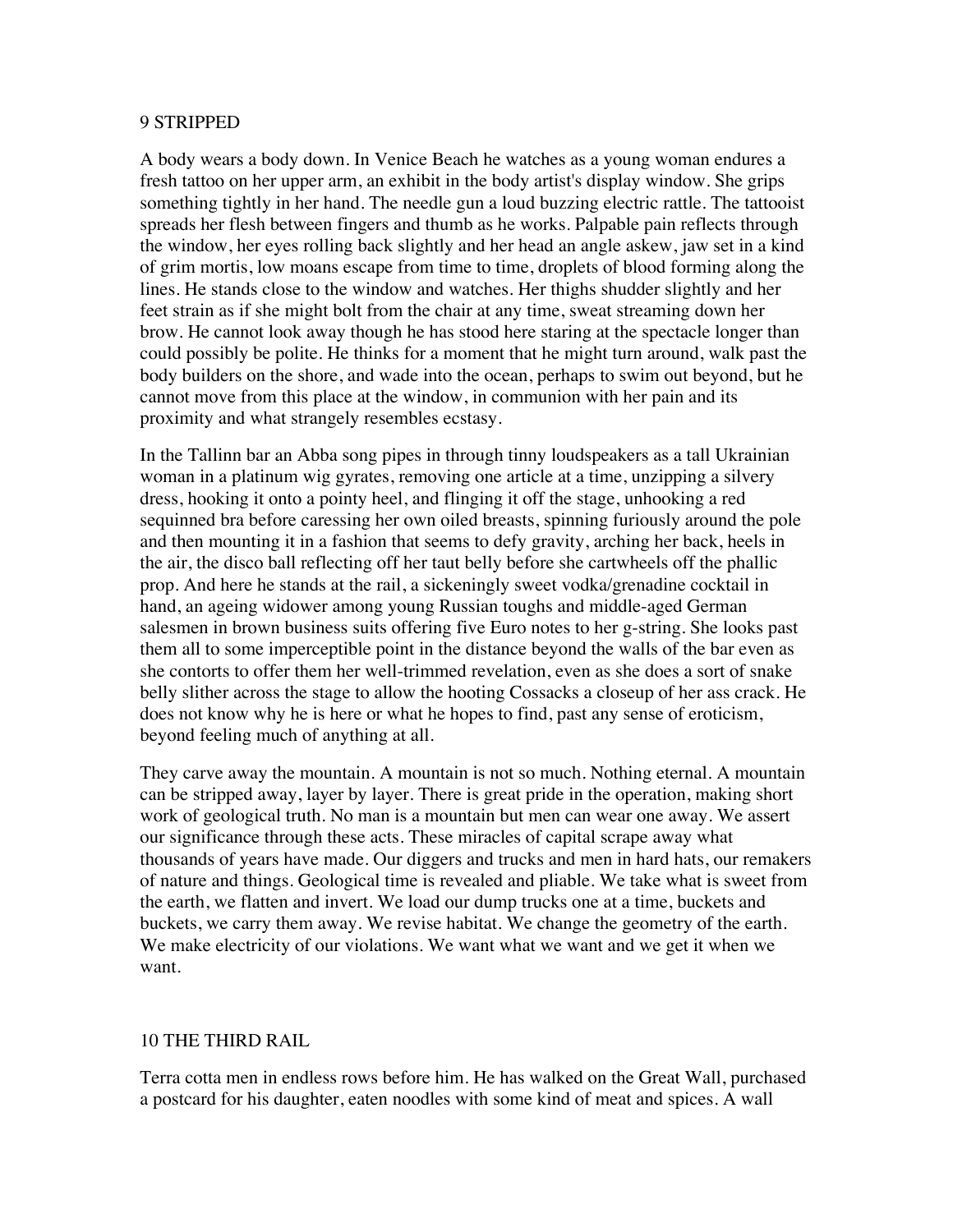## 9 STRIPPED

A body wears a body down. In Venice Beach he watches as a young woman endures a fresh tattoo on her upper arm, an exhibit in the body artist's display window. She grips something tightly in her hand. The needle gun a loud buzzing electric rattle. The tattooist spreads her flesh between fingers and thumb as he works. Palpable pain reflects through the window, her eyes rolling back slightly and her head an angle askew, jaw set in a kind of grim mortis, low moans escape from time to time, droplets of blood forming along the lines. He stands close to the window and watches. Her thighs shudder slightly and her feet strain as if she might bolt from the chair at any time, sweat streaming down her brow. He cannot look away though he has stood here staring at the spectacle longer than could possibly be polite. He thinks for a moment that he might turn around, walk past the body builders on the shore, and wade into the ocean, perhaps to swim out beyond, but he cannot move from this place at the window, in communion with her pain and its proximity and what strangely resembles ecstasy.

In the Tallinn bar an Abba song pipes in through tinny loudspeakers as a tall Ukrainian woman in a platinum wig gyrates, removing one article at a time, unzipping a silvery dress, hooking it onto a pointy heel, and flinging it off the stage, unhooking a red sequinned bra before caressing her own oiled breasts, spinning furiously around the pole and then mounting it in a fashion that seems to defy gravity, arching her back, heels in the air, the disco ball reflecting off her taut belly before she cartwheels off the phallic prop. And here he stands at the rail, a sickeningly sweet vodka/grenadine cocktail in hand, an ageing widower among young Russian toughs and middle-aged German salesmen in brown business suits offering five Euro notes to her g-string. She looks past them all to some imperceptible point in the distance beyond the walls of the bar even as she contorts to offer them her well-trimmed revelation, even as she does a sort of snake belly slither across the stage to allow the hooting Cossacks a closeup of her ass crack. He does not know why he is here or what he hopes to find, past any sense of eroticism, beyond feeling much of anything at all.

They carve away the mountain. A mountain is not so much. Nothing eternal. A mountain can be stripped away, layer by layer. There is great pride in the operation, making short work of geological truth. No man is a mountain but men can wear one away. We assert our significance through these acts. These miracles of capital scrape away what thousands of years have made. Our diggers and trucks and men in hard hats, our remakers of nature and things. Geological time is revealed and pliable. We take what is sweet from the earth, we flatten and invert. We load our dump trucks one at a time, buckets and buckets, we carry them away. We revise habitat. We change the geometry of the earth. We make electricity of our violations. We want what we want and we get it when we want.

## 10 THE THIRD RAIL

Terra cotta men in endless rows before him. He has walked on the Great Wall, purchased a postcard for his daughter, eaten noodles with some kind of meat and spices. A wall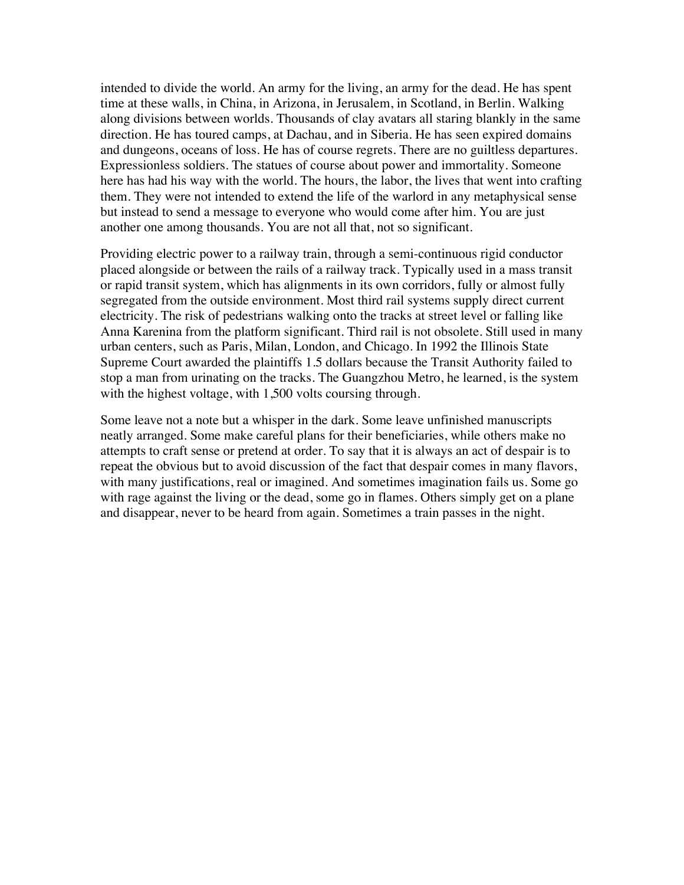intended to divide the world. An army for the living, an army for the dead. He has spent time at these walls, in China, in Arizona, in Jerusalem, in Scotland, in Berlin. Walking along divisions between worlds. Thousands of clay avatars all staring blankly in the same direction. He has toured camps, at Dachau, and in Siberia. He has seen expired domains and dungeons, oceans of loss. He has of course regrets. There are no guiltless departures. Expressionless soldiers. The statues of course about power and immortality. Someone here has had his way with the world. The hours, the labor, the lives that went into crafting them. They were not intended to extend the life of the warlord in any metaphysical sense but instead to send a message to everyone who would come after him. You are just another one among thousands. You are not all that, not so significant.

Providing electric power to a railway train, through a semi-continuous rigid conductor placed alongside or between the rails of a railway track. Typically used in a mass transit or rapid transit system, which has alignments in its own corridors, fully or almost fully segregated from the outside environment. Most third rail systems supply direct current electricity. The risk of pedestrians walking onto the tracks at street level or falling like Anna Karenina from the platform significant. Third rail is not obsolete. Still used in many urban centers, such as Paris, Milan, London, and Chicago. In 1992 the Illinois State Supreme Court awarded the plaintiffs 1.5 dollars because the Transit Authority failed to stop a man from urinating on the tracks. The Guangzhou Metro, he learned, is the system with the highest voltage, with 1,500 volts coursing through.

Some leave not a note but a whisper in the dark. Some leave unfinished manuscripts neatly arranged. Some make careful plans for their beneficiaries, while others make no attempts to craft sense or pretend at order. To say that it is always an act of despair is to repeat the obvious but to avoid discussion of the fact that despair comes in many flavors, with many justifications, real or imagined. And sometimes imagination fails us. Some go with rage against the living or the dead, some go in flames. Others simply get on a plane and disappear, never to be heard from again. Sometimes a train passes in the night.